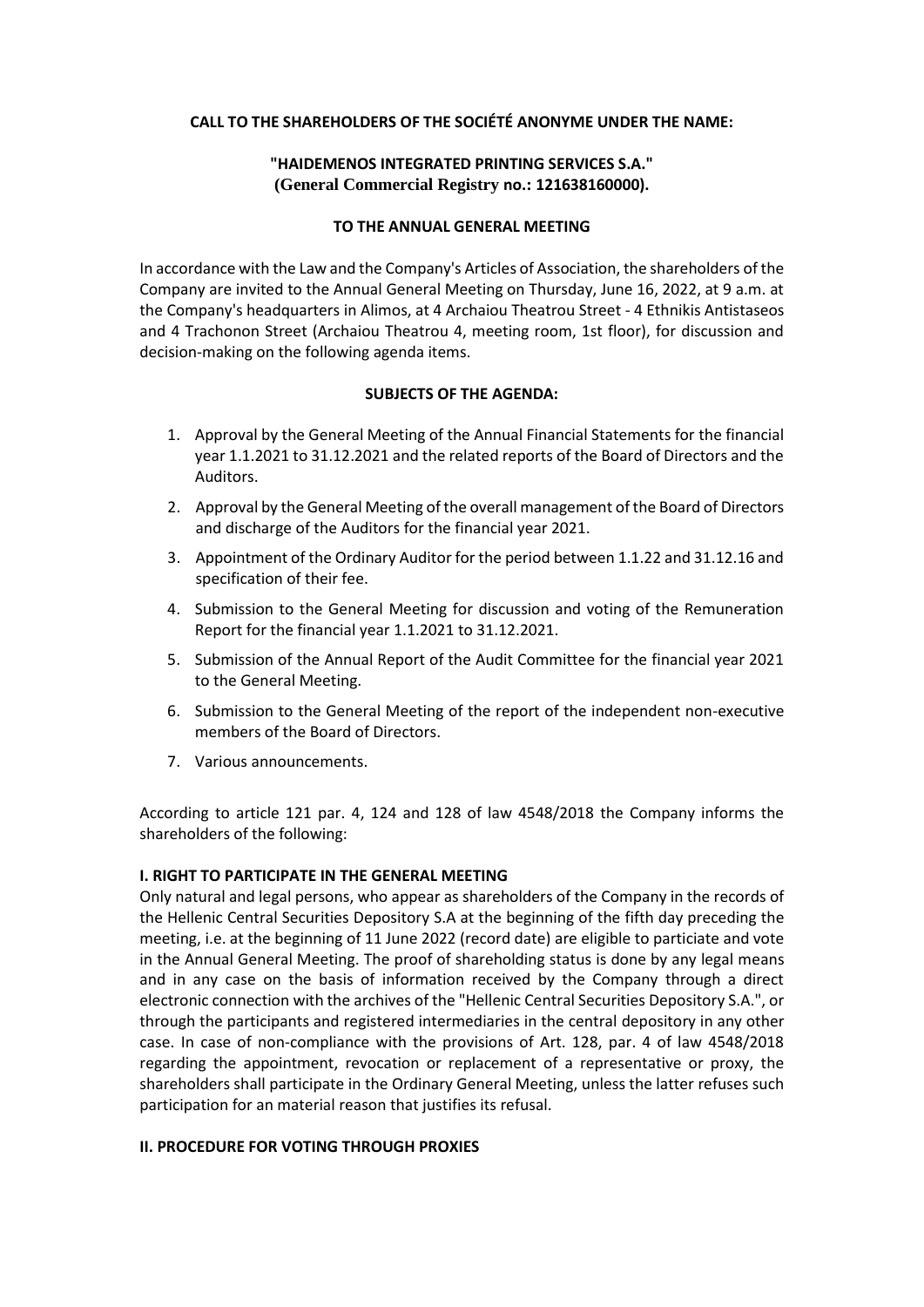**CALL TO THE SHAREHOLDERS OF THE SOCIÉTÉ ANONYME UNDER THE NAME:**

**"HAIDEMENOS INTEGRATED PRINTING SERVICES S.A."**
**(General Commercial Registry no.: 121638160000).**

**TO THE ANNUAL GENERAL MEETING**

In accordance with the Law and the Company's Articles of Association, the shareholders of the Company are invited to the Annual General Meeting on Thursday, June 16, 2022, at 9 a.m. at the Company's headquarters in Alimos, at 4 Archaiou Theatrou Street - 4 Ethnikis Antistaseos and 4 Trachonon Street (Archaiou Theatrou 4, meeting room, 1st floor), for discussion and decision-making on the following agenda items.

**SUBJECTS OF THE AGENDA:**

1. Approval by the General Meeting of the Annual Financial Statements for the financial year 1.1.2021 to 31.12.2021 and the related reports of the Board of Directors and the Auditors.
2. Approval by the General Meeting of the overall management of the Board of Directors and discharge of the Auditors for the financial year 2021.
3. Appointment of the Ordinary Auditor for the period between 1.1.22 and 31.12.16 and specification of their fee.
4. Submission to the General Meeting for discussion and voting of the Remuneration Report for the financial year 1.1.2021 to 31.12.2021.
5. Submission of the Annual Report of the Audit Committee for the financial year 2021 to the General Meeting.
6. Submission to the General Meeting of the report of the independent non-executive members of the Board of Directors.
7. Various announcements.

According to article 121 par. 4, 124 and 128 of law 4548/2018 the Company informs the shareholders of the following:

**I. RIGHT TO PARTICIPATE IN THE GENERAL MEETING**

Only natural and legal persons, who appear as shareholders of the Company in the records of the Hellenic Central Securities Depository S.A at the beginning of the fifth day preceding the meeting, i.e. at the beginning of 11 June 2022 (record date) are eligible to particiate and vote in the Annual General Meeting. The proof of shareholding status is done by any legal means and in any case on the basis of information received by the Company through a direct electronic connection with the archives of the "Hellenic Central Securities Depository S.A.", or through the participants and registered intermediaries in the central depository in any other case. In case of non-compliance with the provisions of Art. 128, par. 4 of law 4548/2018 regarding the appointment, revocation or replacement of a representative or proxy, the shareholders shall participate in the Ordinary General Meeting, unless the latter refuses such participation for an material reason that justifies its refusal.

**II. PROCEDURE FOR VOTING THROUGH PROXIES**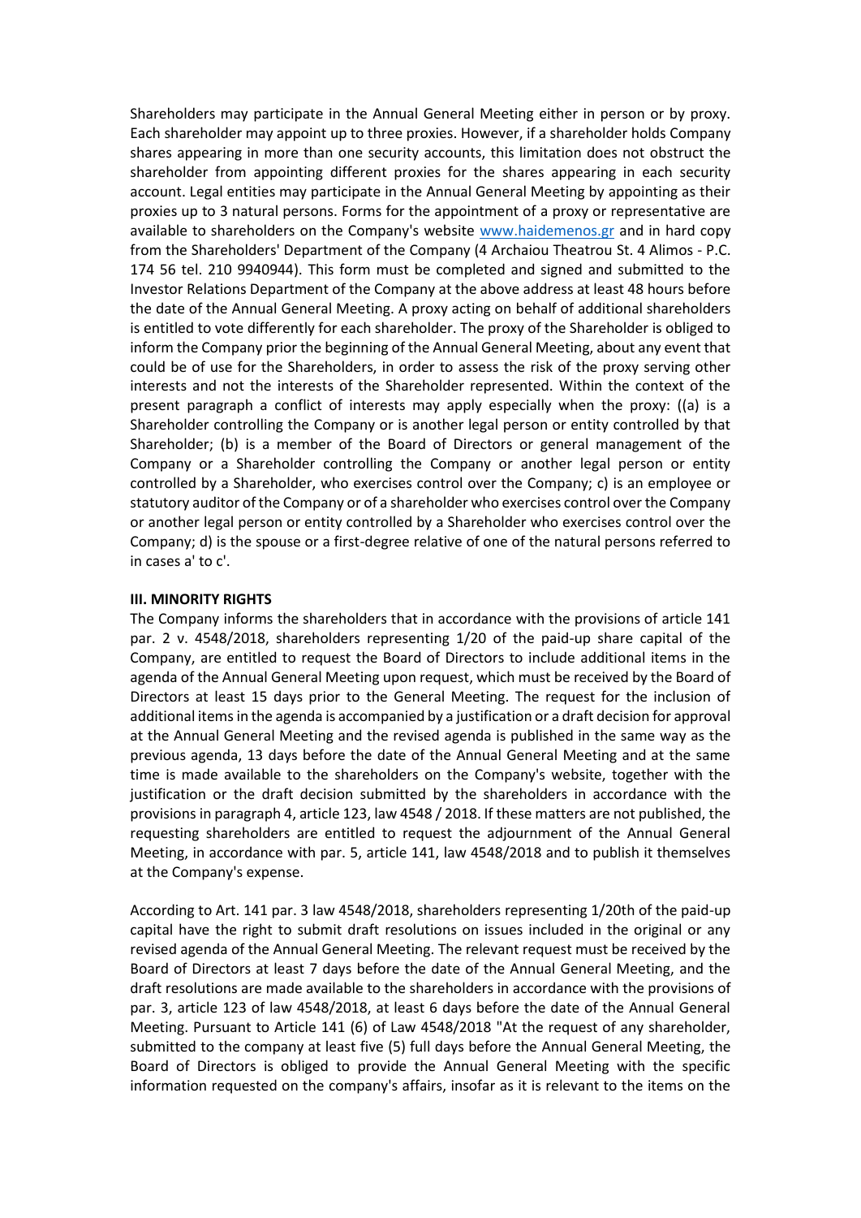Shareholders may participate in the Annual General Meeting either in person or by proxy. Each shareholder may appoint up to three proxies. However, if a shareholder holds Company shares appearing in more than one security accounts, this limitation does not obstruct the shareholder from appointing different proxies for the shares appearing in each security account. Legal entities may participate in the Annual General Meeting by appointing as their proxies up to 3 natural persons. Forms for the appointment of a proxy or representative are available to shareholders on the Company's website www.haidemenos.gr and in hard copy from the Shareholders' Department of the Company (4 Archaiou Theatrou St. 4 Alimos - P.C. 174 56 tel. 210 9940944). This form must be completed and signed and submitted to the Investor Relations Department of the Company at the above address at least 48 hours before the date of the Annual General Meeting. A proxy acting on behalf of additional shareholders is entitled to vote differently for each shareholder. The proxy of the Shareholder is obliged to inform the Company prior the beginning of the Annual General Meeting, about any event that could be of use for the Shareholders, in order to assess the risk of the proxy serving other interests and not the interests of the Shareholder represented. Within the context of the present paragraph a conflict of interests may apply especially when the proxy: ((a) is a Shareholder controlling the Company or is another legal person or entity controlled by that Shareholder; (b) is a member of the Board of Directors or general management of the Company or a Shareholder controlling the Company or another legal person or entity controlled by a Shareholder, who exercises control over the Company; c) is an employee or statutory auditor of the Company or of a shareholder who exercises control over the Company or another legal person or entity controlled by a Shareholder who exercises control over the Company; d) is the spouse or a first-degree relative of one of the natural persons referred to in cases a' to c'.

**III. MINORITY RIGHTS**

The Company informs the shareholders that in accordance with the provisions of article 141 par. 2 v. 4548/2018, shareholders representing 1/20 of the paid-up share capital of the Company, are entitled to request the Board of Directors to include additional items in the agenda of the Annual General Meeting upon request, which must be received by the Board of Directors at least 15 days prior to the General Meeting. The request for the inclusion of additional items in the agenda is accompanied by a justification or a draft decision for approval at the Annual General Meeting and the revised agenda is published in the same way as the previous agenda, 13 days before the date of the Annual General Meeting and at the same time is made available to the shareholders on the Company's website, together with the justification or the draft decision submitted by the shareholders in accordance with the provisions in paragraph 4, article 123, law 4548 / 2018. If these matters are not published, the requesting shareholders are entitled to request the adjournment of the Annual General Meeting, in accordance with par. 5, article 141, law 4548/2018 and to publish it themselves at the Company's expense.

According to Art. 141 par. 3 law 4548/2018, shareholders representing 1/20th of the paid-up capital have the right to submit draft resolutions on issues included in the original or any revised agenda of the Annual General Meeting. The relevant request must be received by the Board of Directors at least 7 days before the date of the Annual General Meeting, and the draft resolutions are made available to the shareholders in accordance with the provisions of par. 3, article 123 of law 4548/2018, at least 6 days before the date of the Annual General Meeting. Pursuant to Article 141 (6) of Law 4548/2018 "At the request of any shareholder, submitted to the company at least five (5) full days before the Annual General Meeting, the Board of Directors is obliged to provide the Annual General Meeting with the specific information requested on the company's affairs, insofar as it is relevant to the items on the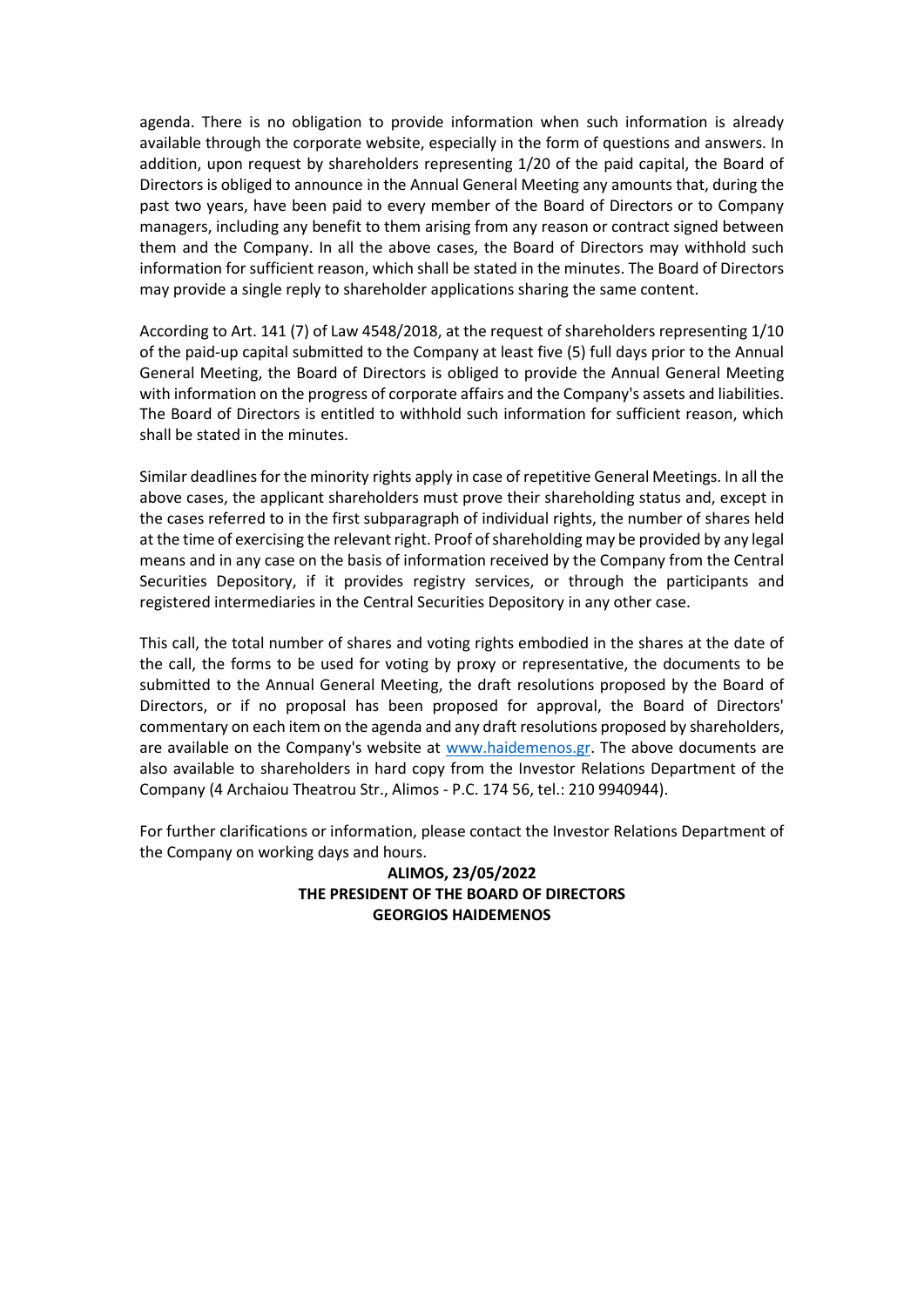agenda. There is no obligation to provide information when such information is already available through the corporate website, especially in the form of questions and answers. In addition, upon request by shareholders representing 1/20 of the paid capital, the Board of Directors is obliged to announce in the Annual General Meeting any amounts that, during the past two years, have been paid to every member of the Board of Directors or to Company managers, including any benefit to them arising from any reason or contract signed between them and the Company. In all the above cases, the Board of Directors may withhold such information for sufficient reason, which shall be stated in the minutes. The Board of Directors may provide a single reply to shareholder applications sharing the same content.

According to Art. 141 (7) of Law 4548/2018, at the request of shareholders representing 1/10 of the paid-up capital submitted to the Company at least five (5) full days prior to the Annual General Meeting, the Board of Directors is obliged to provide the Annual General Meeting with information on the progress of corporate affairs and the Company's assets and liabilities. The Board of Directors is entitled to withhold such information for sufficient reason, which shall be stated in the minutes.

Similar deadlines for the minority rights apply in case of repetitive General Meetings. In all the above cases, the applicant shareholders must prove their shareholding status and, except in the cases referred to in the first subparagraph of individual rights, the number of shares held at the time of exercising the relevant right. Proof of shareholding may be provided by any legal means and in any case on the basis of information received by the Company from the Central Securities Depository, if it provides registry services, or through the participants and registered intermediaries in the Central Securities Depository in any other case.

This call, the total number of shares and voting rights embodied in the shares at the date of the call, the forms to be used for voting by proxy or representative, the documents to be submitted to the Annual General Meeting, the draft resolutions proposed by the Board of Directors, or if no proposal has been proposed for approval, the Board of Directors' commentary on each item on the agenda and any draft resolutions proposed by shareholders, are available on the Company's website at www.haidemenos.gr. The above documents are also available to shareholders in hard copy from the Investor Relations Department of the Company (4 Archaiou Theatrou Str., Alimos - P.C. 174 56, tel.: 210 9940944).

For further clarifications or information, please contact the Investor Relations Department of the Company on working days and hours.

**ALIMOS, 23/05/2022**
**THE PRESIDENT OF THE BOARD OF DIRECTORS**
**GEORGIOS HAIDEMENOS**